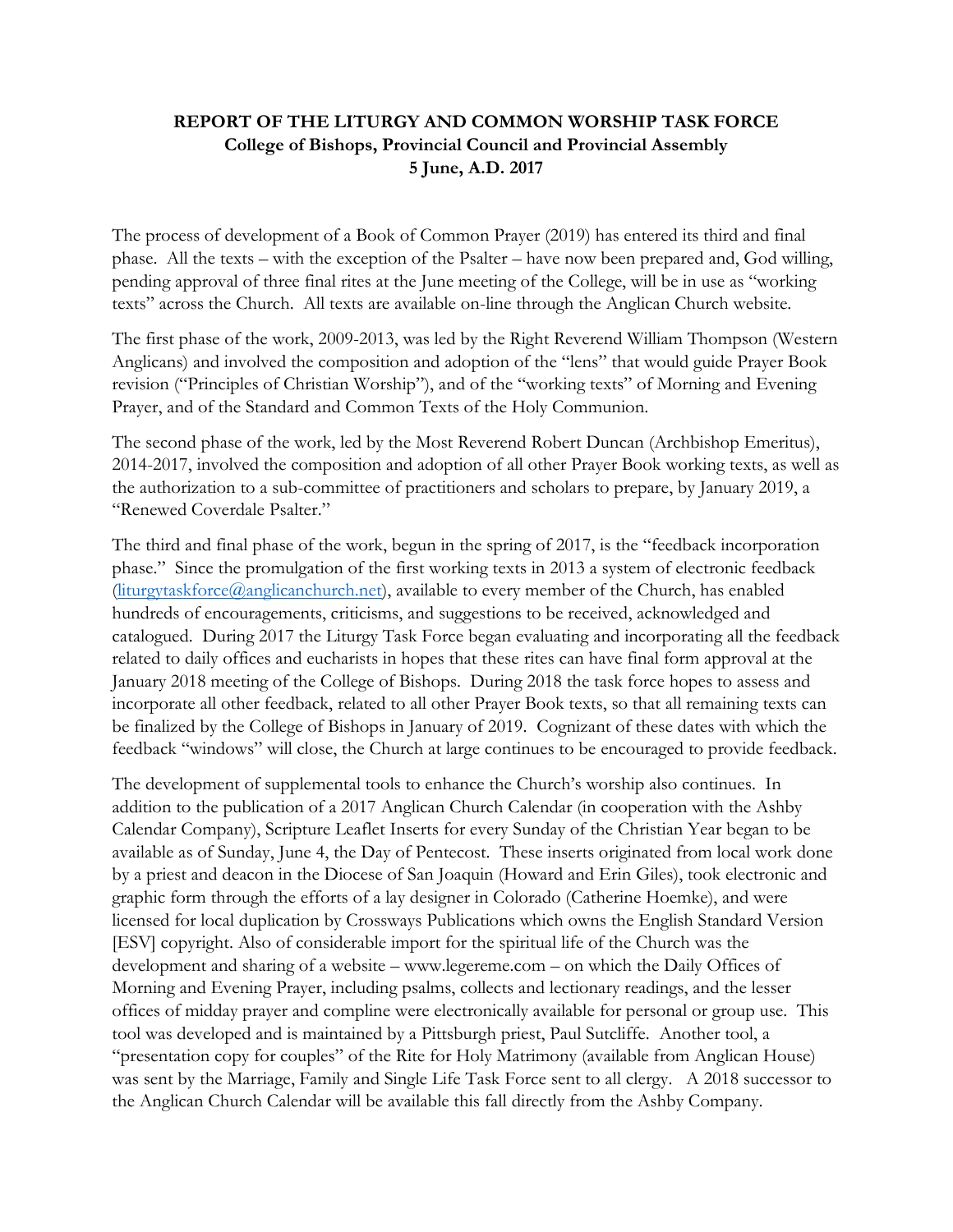# REPORT OF THE LITURGY AND COMMON WORSHIP TASK FORCE

**College of Bishops, Provincial Council and Provincial Assembly**
**5 June, A.D. 2017**

The process of development of a Book of Common Prayer (2019) has entered its third and final phase. All the texts – with the exception of the Psalter – have now been prepared and, God willing, pending approval of three final rites at the June meeting of the College, will be in use as "working texts" across the Church. All texts are available on-line through the Anglican Church website.

The first phase of the work, 2009-2013, was led by the Right Reverend William Thompson (Western Anglicans) and involved the composition and adoption of the "lens" that would guide Prayer Book revision ("Principles of Christian Worship"), and of the "working texts" of Morning and Evening Prayer, and of the Standard and Common Texts of the Holy Communion.

The second phase of the work, led by the Most Reverend Robert Duncan (Archbishop Emeritus), 2014-2017, involved the composition and adoption of all other Prayer Book working texts, as well as the authorization to a sub-committee of practitioners and scholars to prepare, by January 2019, a "Renewed Coverdale Psalter."

The third and final phase of the work, begun in the spring of 2017, is the "feedback incorporation phase." Since the promulgation of the first working texts in 2013 a system of electronic feedback (liturgytaskforce@anglicanchurch.net), available to every member of the Church, has enabled hundreds of encouragements, criticisms, and suggestions to be received, acknowledged and catalogued. During 2017 the Liturgy Task Force began evaluating and incorporating all the feedback related to daily offices and eucharists in hopes that these rites can have final form approval at the January 2018 meeting of the College of Bishops. During 2018 the task force hopes to assess and incorporate all other feedback, related to all other Prayer Book texts, so that all remaining texts can be finalized by the College of Bishops in January of 2019. Cognizant of these dates with which the feedback "windows" will close, the Church at large continues to be encouraged to provide feedback.

The development of supplemental tools to enhance the Church's worship also continues. In addition to the publication of a 2017 Anglican Church Calendar (in cooperation with the Ashby Calendar Company), Scripture Leaflet Inserts for every Sunday of the Christian Year began to be available as of Sunday, June 4, the Day of Pentecost. These inserts originated from local work done by a priest and deacon in the Diocese of San Joaquin (Howard and Erin Giles), took electronic and graphic form through the efforts of a lay designer in Colorado (Catherine Hoemke), and were licensed for local duplication by Crossways Publications which owns the English Standard Version [ESV] copyright. Also of considerable import for the spiritual life of the Church was the development and sharing of a website – www.legereme.com – on which the Daily Offices of Morning and Evening Prayer, including psalms, collects and lectionary readings, and the lesser offices of midday prayer and compline were electronically available for personal or group use. This tool was developed and is maintained by a Pittsburgh priest, Paul Sutcliffe. Another tool, a "presentation copy for couples" of the Rite for Holy Matrimony (available from Anglican House) was sent by the Marriage, Family and Single Life Task Force sent to all clergy. A 2018 successor to the Anglican Church Calendar will be available this fall directly from the Ashby Company.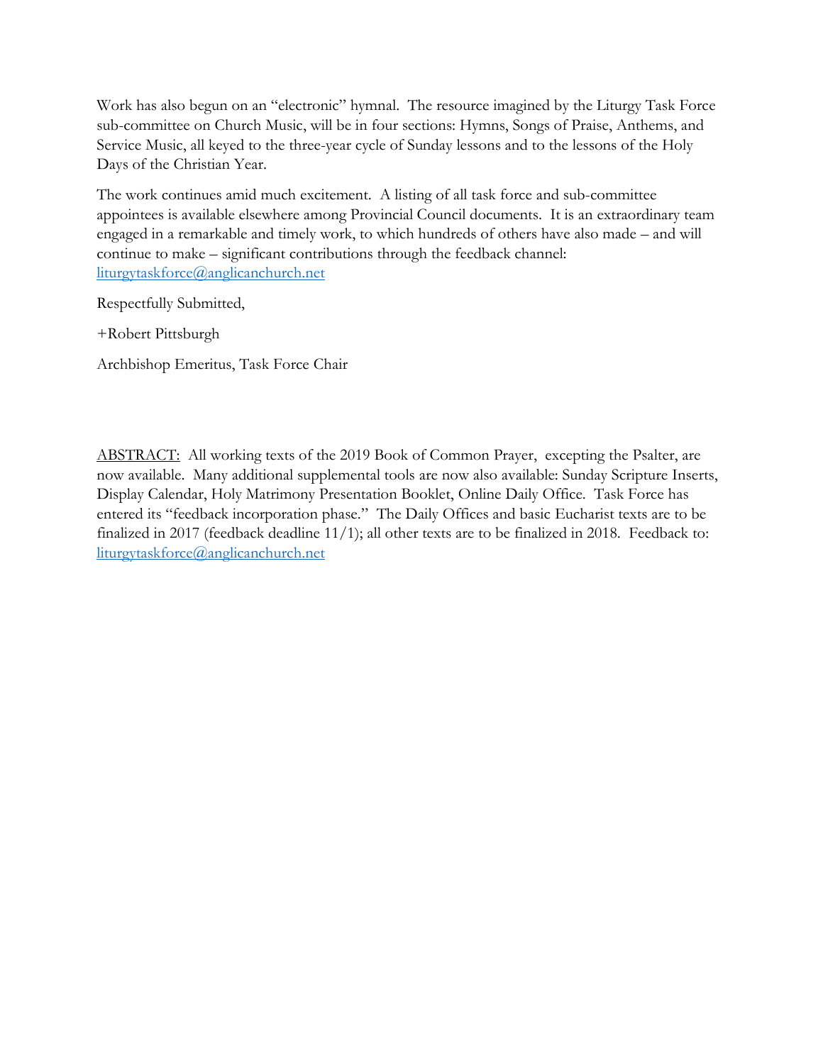Work has also begun on an "electronic" hymnal. The resource imagined by the Liturgy Task Force sub-committee on Church Music, will be in four sections: Hymns, Songs of Praise, Anthems, and Service Music, all keyed to the three-year cycle of Sunday lessons and to the lessons of the Holy Days of the Christian Year.

The work continues amid much excitement. A listing of all task force and sub-committee appointees is available elsewhere among Provincial Council documents. It is an extraordinary team engaged in a remarkable and timely work, to which hundreds of others have also made – and will continue to make – significant contributions through the feedback channel: liturgytaskforce@anglicanchurch.net

Respectfully Submitted,

+Robert Pittsburgh

Archbishop Emeritus, Task Force Chair

ABSTRACT: All working texts of the 2019 Book of Common Prayer, excepting the Psalter, are now available. Many additional supplemental tools are now also available: Sunday Scripture Inserts, Display Calendar, Holy Matrimony Presentation Booklet, Online Daily Office. Task Force has entered its "feedback incorporation phase." The Daily Offices and basic Eucharist texts are to be finalized in 2017 (feedback deadline 11/1); all other texts are to be finalized in 2018. Feedback to: liturgytaskforce@anglicanchurch.net